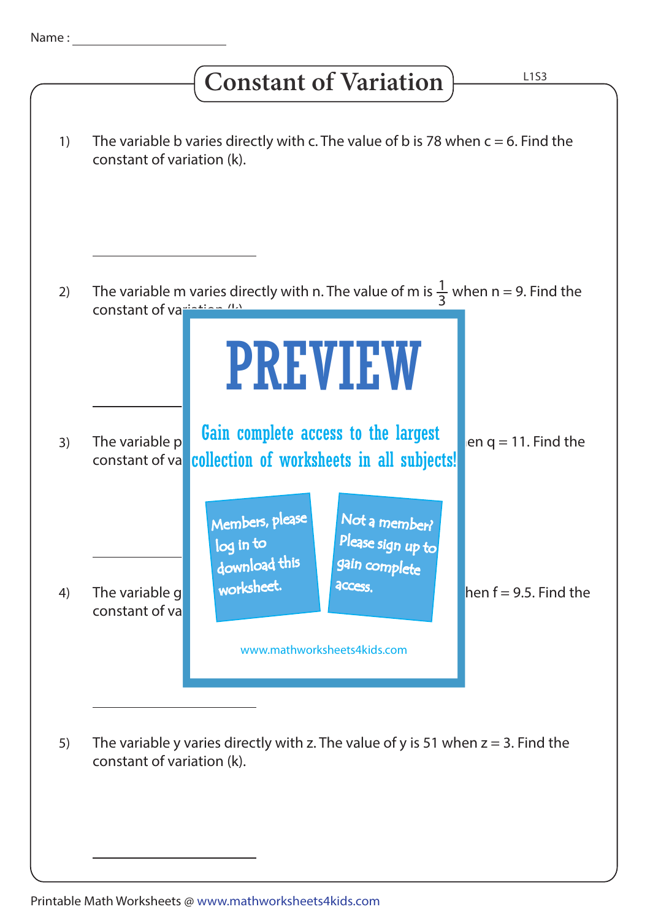Name : ____________________

# Constant of Variation

L1S3

1) The variable b varies directly with c. The value of b is 78 when c = 6. Find the constant of variation (k).

____________________

2) The variable m varies directly with n. The value of m is $\frac{1}{3}$ when n = 9. Find the constant of va

____________________

PREVIEW

Gain complete access to the largest collection of worksheets in all subjects!

Members, please log in to download this worksheet.

Not a member? Please sign up to gain complete access.

www.mathworksheets4kids.com

3) The variable p ... en q = 11. Find the constant of va

____________________

4) The variable g ... hen f = 9.5. Find the constant of va

____________________

5) The variable y varies directly with z. The value of y is 51 when z = 3. Find the constant of variation (k).

____________________

Printable Math Worksheets @ www.mathworksheets4kids.com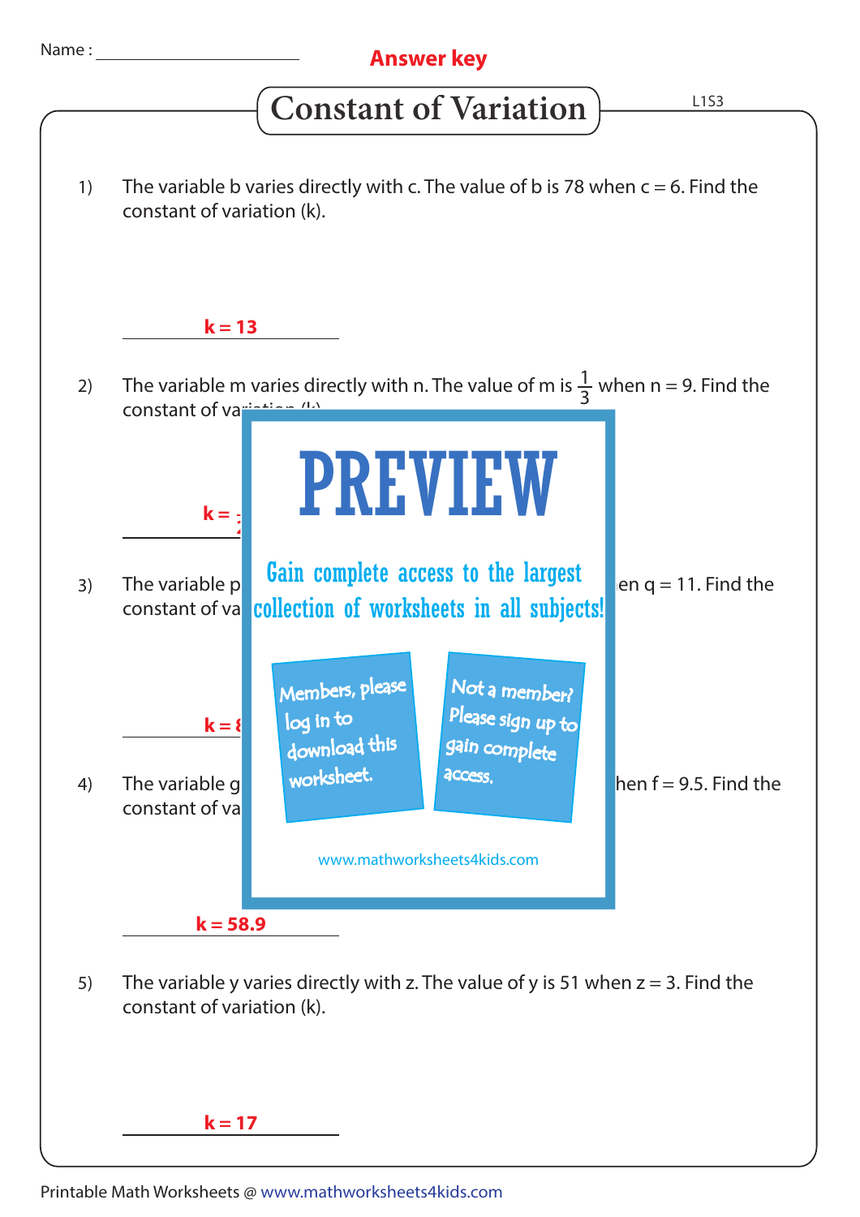Name : ______________________

**Answer key**

# Constant of Variation

L1S3

1) The variable b varies directly with c. The value of b is 78 when c = 6. Find the constant of variation (k).

**k = 13**

2) The variable m varies directly with n. The value of m is $\frac{1}{3}$ when n = 9. Find the constant of va

**k =**

3) The variable p ... en q = 11. Find the constant of va

**k = 8**

4) The variable g ... hen f = 9.5. Find the constant of va

**k = 58.9**

5) The variable y varies directly with z. The value of y is 51 when z = 3. Find the constant of variation (k).

**k = 17**

PREVIEW

Gain complete access to the largest collection of worksheets in all subjects!

Members, please log in to download this worksheet.

Not a member? Please sign up to gain complete access.

www.mathworksheets4kids.com

Printable Math Worksheets @ www.mathworksheets4kids.com